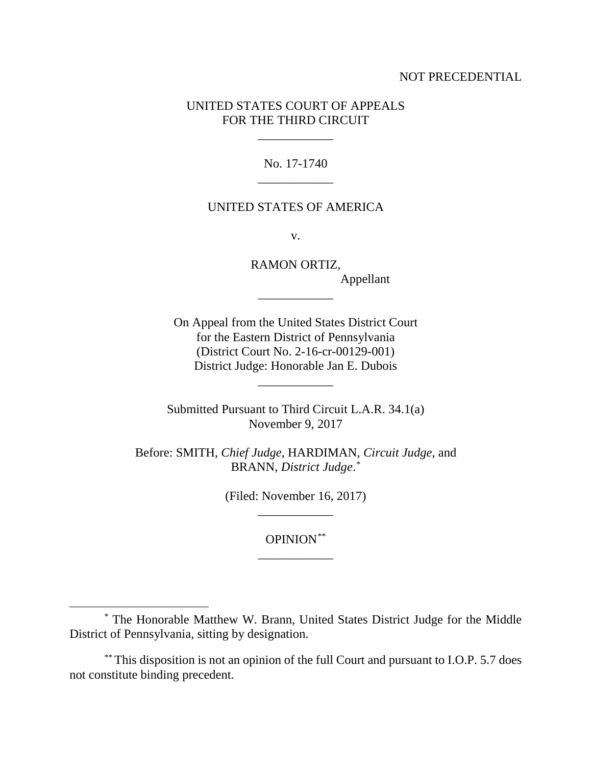NOT PRECEDENTIAL

UNITED STATES COURT OF APPEALS
FOR THE THIRD CIRCUIT

---

No. 17-1740

---

UNITED STATES OF AMERICA

v.

RAMON ORTIZ,
Appellant

---

On Appeal from the United States District Court
for the Eastern District of Pennsylvania
(District Court No. 2-16-cr-00129-001)
District Judge: Honorable Jan E. Dubois

---

Submitted Pursuant to Third Circuit L.A.R. 34.1(a)
November 9, 2017

Before: SMITH, *Chief Judge*, HARDIMAN, *Circuit Judge*, and
BRANN, *District Judge*.[*]

(Filed: November 16, 2017)

---

OPINION[**]

---

[*] The Honorable Matthew W. Brann, United States District Judge for the Middle District of Pennsylvania, sitting by designation.

[**] This disposition is not an opinion of the full Court and pursuant to I.O.P. 5.7 does not constitute binding precedent.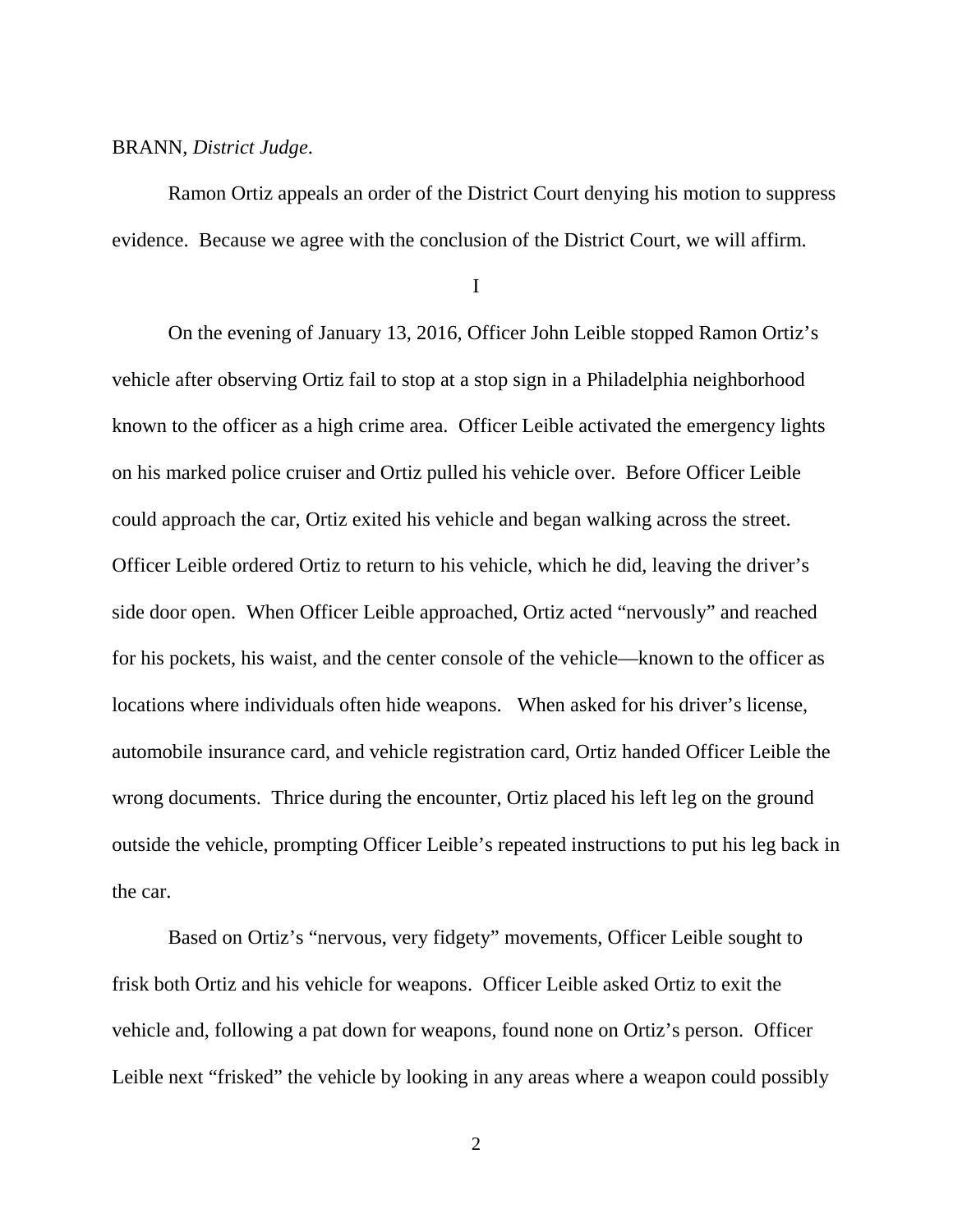BRANN, *District Judge*.

Ramon Ortiz appeals an order of the District Court denying his motion to suppress evidence. Because we agree with the conclusion of the District Court, we will affirm.

I

On the evening of January 13, 2016, Officer John Leible stopped Ramon Ortiz's vehicle after observing Ortiz fail to stop at a stop sign in a Philadelphia neighborhood known to the officer as a high crime area. Officer Leible activated the emergency lights on his marked police cruiser and Ortiz pulled his vehicle over. Before Officer Leible could approach the car, Ortiz exited his vehicle and began walking across the street. Officer Leible ordered Ortiz to return to his vehicle, which he did, leaving the driver's side door open. When Officer Leible approached, Ortiz acted "nervously" and reached for his pockets, his waist, and the center console of the vehicle—known to the officer as locations where individuals often hide weapons. When asked for his driver's license, automobile insurance card, and vehicle registration card, Ortiz handed Officer Leible the wrong documents. Thrice during the encounter, Ortiz placed his left leg on the ground outside the vehicle, prompting Officer Leible's repeated instructions to put his leg back in the car.

Based on Ortiz's "nervous, very fidgety" movements, Officer Leible sought to frisk both Ortiz and his vehicle for weapons. Officer Leible asked Ortiz to exit the vehicle and, following a pat down for weapons, found none on Ortiz's person. Officer Leible next "frisked" the vehicle by looking in any areas where a weapon could possibly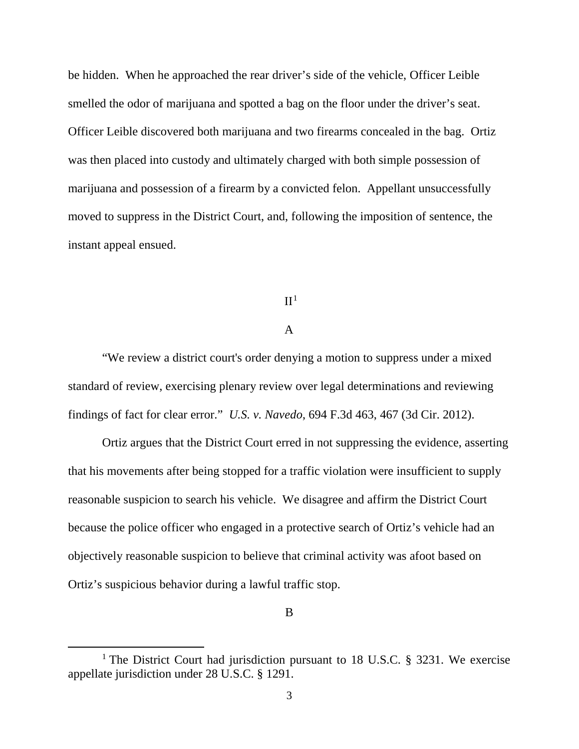be hidden. When he approached the rear driver's side of the vehicle, Officer Leible smelled the odor of marijuana and spotted a bag on the floor under the driver's seat. Officer Leible discovered both marijuana and two firearms concealed in the bag. Ortiz was then placed into custody and ultimately charged with both simple possession of marijuana and possession of a firearm by a convicted felon. Appellant unsuccessfully moved to suppress in the District Court, and, following the imposition of sentence, the instant appeal ensued.

## II[1]

### A

"We review a district court's order denying a motion to suppress under a mixed standard of review, exercising plenary review over legal determinations and reviewing findings of fact for clear error." *U.S. v. Navedo*, 694 F.3d 463, 467 (3d Cir. 2012).

Ortiz argues that the District Court erred in not suppressing the evidence, asserting that his movements after being stopped for a traffic violation were insufficient to supply reasonable suspicion to search his vehicle. We disagree and affirm the District Court because the police officer who engaged in a protective search of Ortiz's vehicle had an objectively reasonable suspicion to believe that criminal activity was afoot based on Ortiz's suspicious behavior during a lawful traffic stop.

### B

[1] The District Court had jurisdiction pursuant to 18 U.S.C. § 3231. We exercise appellate jurisdiction under 28 U.S.C. § 1291.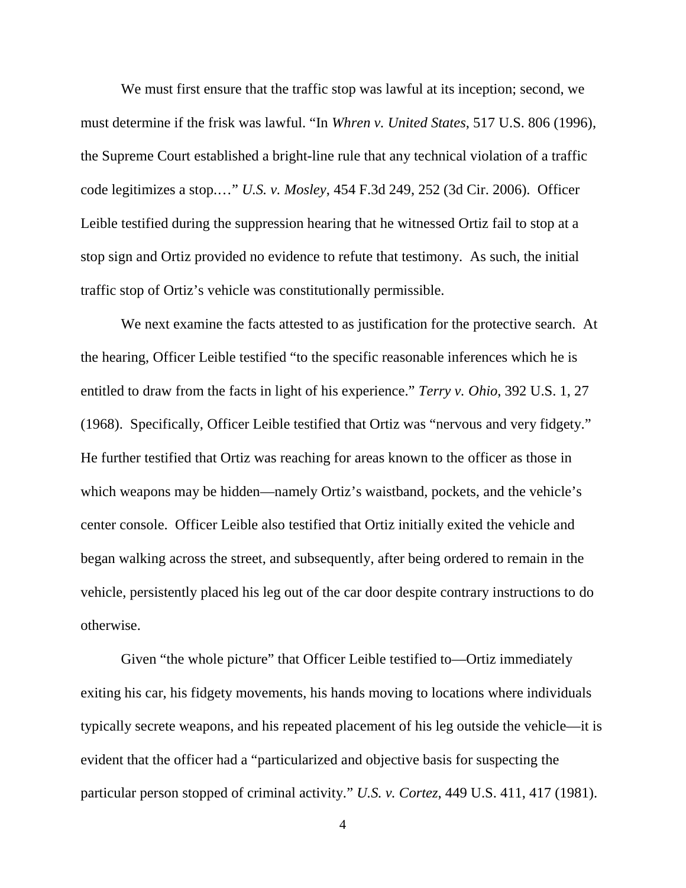We must first ensure that the traffic stop was lawful at its inception; second, we must determine if the frisk was lawful. "In *Whren v. United States*, 517 U.S. 806 (1996), the Supreme Court established a bright-line rule that any technical violation of a traffic code legitimizes a stop.…" *U.S. v. Mosley*, 454 F.3d 249, 252 (3d Cir. 2006). Officer Leible testified during the suppression hearing that he witnessed Ortiz fail to stop at a stop sign and Ortiz provided no evidence to refute that testimony. As such, the initial traffic stop of Ortiz's vehicle was constitutionally permissible.

We next examine the facts attested to as justification for the protective search. At the hearing, Officer Leible testified "to the specific reasonable inferences which he is entitled to draw from the facts in light of his experience." *Terry v. Ohio*, 392 U.S. 1, 27 (1968). Specifically, Officer Leible testified that Ortiz was "nervous and very fidgety." He further testified that Ortiz was reaching for areas known to the officer as those in which weapons may be hidden—namely Ortiz's waistband, pockets, and the vehicle's center console. Officer Leible also testified that Ortiz initially exited the vehicle and began walking across the street, and subsequently, after being ordered to remain in the vehicle, persistently placed his leg out of the car door despite contrary instructions to do otherwise.

Given "the whole picture" that Officer Leible testified to—Ortiz immediately exiting his car, his fidgety movements, his hands moving to locations where individuals typically secrete weapons, and his repeated placement of his leg outside the vehicle—it is evident that the officer had a "particularized and objective basis for suspecting the particular person stopped of criminal activity." *U.S. v. Cortez*, 449 U.S. 411, 417 (1981).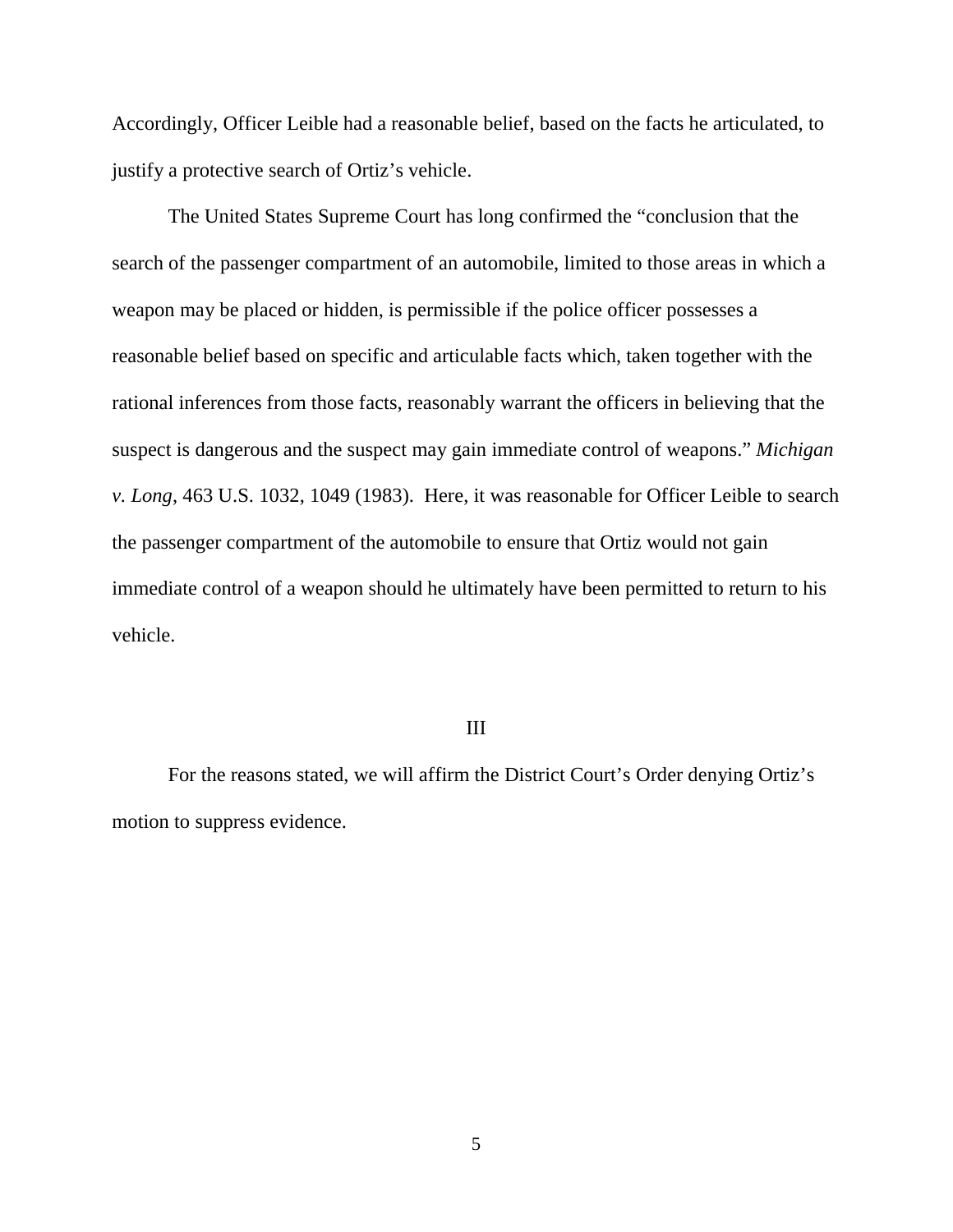Accordingly, Officer Leible had a reasonable belief, based on the facts he articulated, to justify a protective search of Ortiz's vehicle.

The United States Supreme Court has long confirmed the "conclusion that the search of the passenger compartment of an automobile, limited to those areas in which a weapon may be placed or hidden, is permissible if the police officer possesses a reasonable belief based on specific and articulable facts which, taken together with the rational inferences from those facts, reasonably warrant the officers in believing that the suspect is dangerous and the suspect may gain immediate control of weapons." *Michigan v. Long*, 463 U.S. 1032, 1049 (1983). Here, it was reasonable for Officer Leible to search the passenger compartment of the automobile to ensure that Ortiz would not gain immediate control of a weapon should he ultimately have been permitted to return to his vehicle.

## III

For the reasons stated, we will affirm the District Court's Order denying Ortiz's motion to suppress evidence.